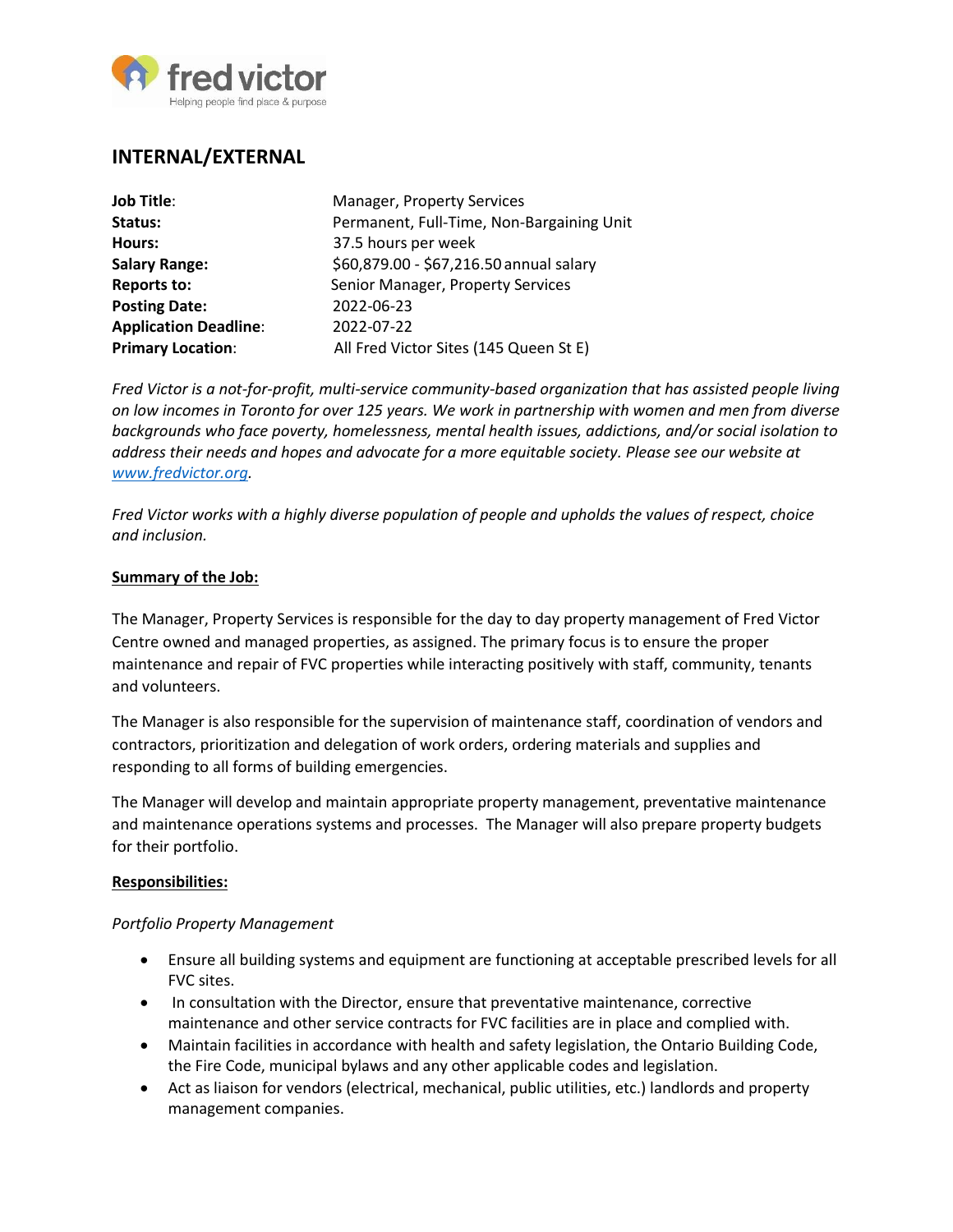# INTERNAL/EXTERNAL

| | |
|---|---|
| **Job Title**: | Manager, Property Services |
| **Status:** | Permanent, Full-Time, Non-Bargaining Unit |
| **Hours:** | 37.5 hours per week |
| **Salary Range:** | $60,879.00 - $67,216.50 annual salary |
| **Reports to:** | Senior Manager, Property Services |
| **Posting Date:** | 2022-06-23 |
| **Application Deadline**: | 2022-07-22 |
| **Primary Location**: | All Fred Victor Sites (145 Queen St E) |

*Fred Victor is a not-for-profit, multi-service community-based organization that has assisted people living on low incomes in Toronto for over 125 years. We work in partnership with women and men from diverse backgrounds who face poverty, homelessness, mental health issues, addictions, and/or social isolation to address their needs and hopes and advocate for a more equitable society. Please see our website at www.fredvictor.org.*

*Fred Victor works with a highly diverse population of people and upholds the values of respect, choice and inclusion.*

## Summary of the Job:

The Manager, Property Services is responsible for the day to day property management of Fred Victor Centre owned and managed properties, as assigned. The primary focus is to ensure the proper maintenance and repair of FVC properties while interacting positively with staff, community, tenants and volunteers.

The Manager is also responsible for the supervision of maintenance staff, coordination of vendors and contractors, prioritization and delegation of work orders, ordering materials and supplies and responding to all forms of building emergencies.

The Manager will develop and maintain appropriate property management, preventative maintenance and maintenance operations systems and processes. The Manager will also prepare property budgets for their portfolio.

## Responsibilities:

*Portfolio Property Management*

- Ensure all building systems and equipment are functioning at acceptable prescribed levels for all FVC sites.
- In consultation with the Director, ensure that preventative maintenance, corrective maintenance and other service contracts for FVC facilities are in place and complied with.
- Maintain facilities in accordance with health and safety legislation, the Ontario Building Code, the Fire Code, municipal bylaws and any other applicable codes and legislation.
- Act as liaison for vendors (electrical, mechanical, public utilities, etc.) landlords and property management companies.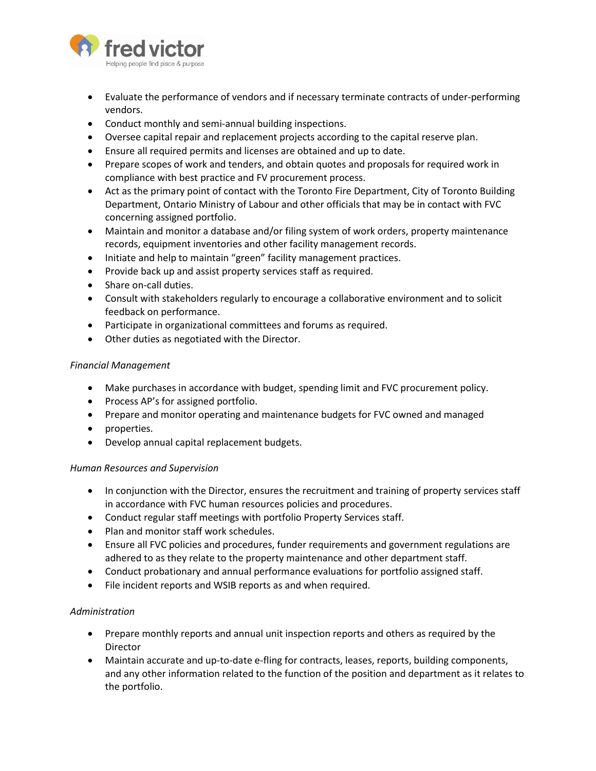- Evaluate the performance of vendors and if necessary terminate contracts of under-performing vendors.
- Conduct monthly and semi-annual building inspections.
- Oversee capital repair and replacement projects according to the capital reserve plan.
- Ensure all required permits and licenses are obtained and up to date.
- Prepare scopes of work and tenders, and obtain quotes and proposals for required work in compliance with best practice and FV procurement process.
- Act as the primary point of contact with the Toronto Fire Department, City of Toronto Building Department, Ontario Ministry of Labour and other officials that may be in contact with FVC concerning assigned portfolio.
- Maintain and monitor a database and/or filing system of work orders, property maintenance records, equipment inventories and other facility management records.
- Initiate and help to maintain "green" facility management practices.
- Provide back up and assist property services staff as required.
- Share on-call duties.
- Consult with stakeholders regularly to encourage a collaborative environment and to solicit feedback on performance.
- Participate in organizational committees and forums as required.
- Other duties as negotiated with the Director.

*Financial Management*

- Make purchases in accordance with budget, spending limit and FVC procurement policy.
- Process AP's for assigned portfolio.
- Prepare and monitor operating and maintenance budgets for FVC owned and managed
- properties.
- Develop annual capital replacement budgets.

*Human Resources and Supervision*

- In conjunction with the Director, ensures the recruitment and training of property services staff in accordance with FVC human resources policies and procedures.
- Conduct regular staff meetings with portfolio Property Services staff.
- Plan and monitor staff work schedules.
- Ensure all FVC policies and procedures, funder requirements and government regulations are adhered to as they relate to the property maintenance and other department staff.
- Conduct probationary and annual performance evaluations for portfolio assigned staff.
- File incident reports and WSIB reports as and when required.

*Administration*

- Prepare monthly reports and annual unit inspection reports and others as required by the Director
- Maintain accurate and up-to-date e-fling for contracts, leases, reports, building components, and any other information related to the function of the position and department as it relates to the portfolio.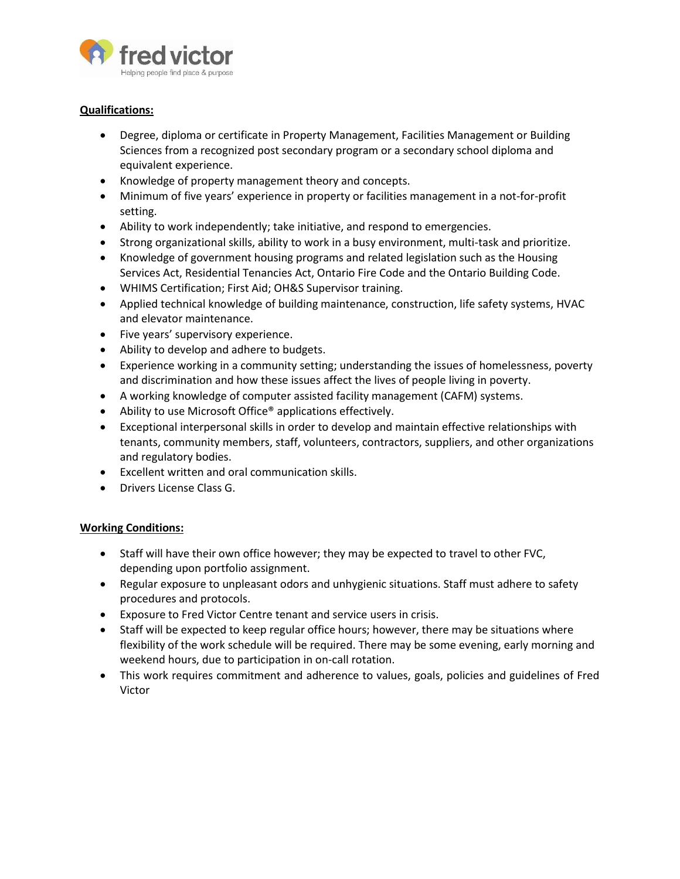**Qualifications:**

- Degree, diploma or certificate in Property Management, Facilities Management or Building Sciences from a recognized post secondary program or a secondary school diploma and equivalent experience.
- Knowledge of property management theory and concepts.
- Minimum of five years' experience in property or facilities management in a not-for-profit setting.
- Ability to work independently; take initiative, and respond to emergencies.
- Strong organizational skills, ability to work in a busy environment, multi-task and prioritize.
- Knowledge of government housing programs and related legislation such as the Housing Services Act, Residential Tenancies Act, Ontario Fire Code and the Ontario Building Code.
- WHIMS Certification; First Aid; OH&S Supervisor training.
- Applied technical knowledge of building maintenance, construction, life safety systems, HVAC and elevator maintenance.
- Five years' supervisory experience.
- Ability to develop and adhere to budgets.
- Experience working in a community setting; understanding the issues of homelessness, poverty and discrimination and how these issues affect the lives of people living in poverty.
- A working knowledge of computer assisted facility management (CAFM) systems.
- Ability to use Microsoft Office® applications effectively.
- Exceptional interpersonal skills in order to develop and maintain effective relationships with tenants, community members, staff, volunteers, contractors, suppliers, and other organizations and regulatory bodies.
- Excellent written and oral communication skills.
- Drivers License Class G.

**Working Conditions:**

- Staff will have their own office however; they may be expected to travel to other FVC, depending upon portfolio assignment.
- Regular exposure to unpleasant odors and unhygienic situations. Staff must adhere to safety procedures and protocols.
- Exposure to Fred Victor Centre tenant and service users in crisis.
- Staff will be expected to keep regular office hours; however, there may be situations where flexibility of the work schedule will be required. There may be some evening, early morning and weekend hours, due to participation in on-call rotation.
- This work requires commitment and adherence to values, goals, policies and guidelines of Fred Victor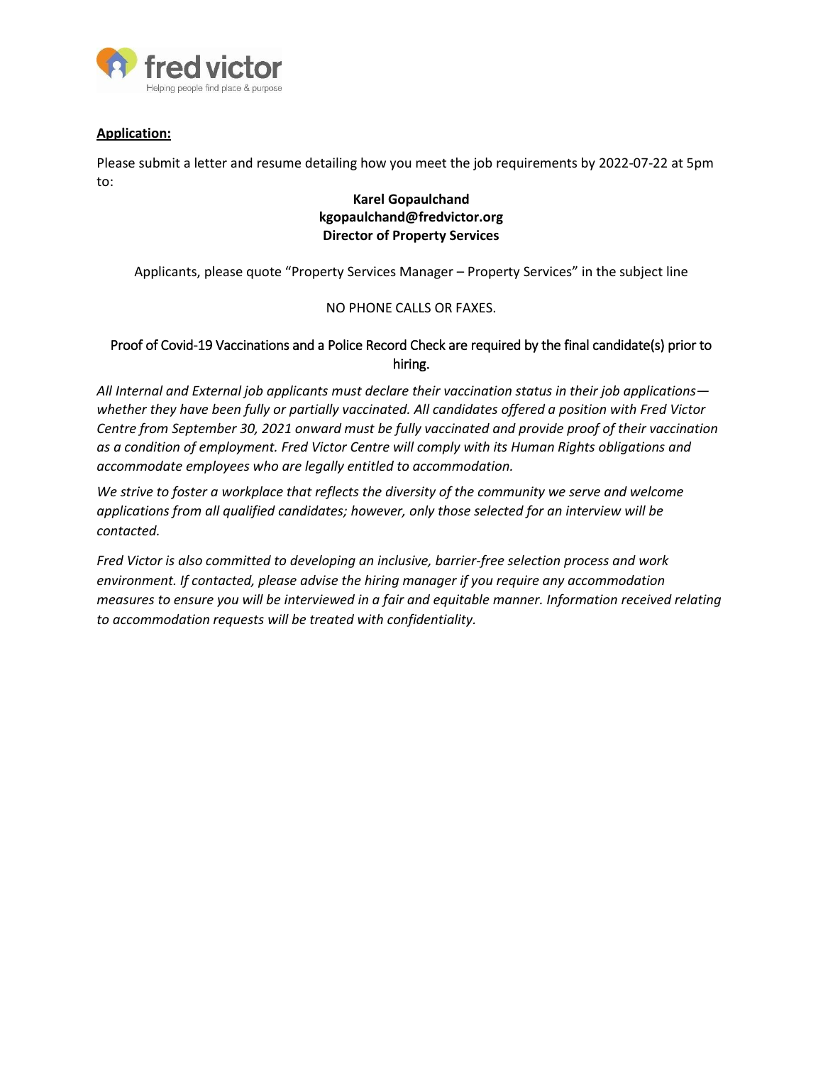**Application:**

Please submit a letter and resume detailing how you meet the job requirements by 2022-07-22 at 5pm to:

**Karel Gopaulchand**
**kgopaulchand@fredvictor.org**
**Director of Property Services**

Applicants, please quote "Property Services Manager – Property Services" in the subject line

NO PHONE CALLS OR FAXES.

Proof of Covid-19 Vaccinations and a Police Record Check are required by the final candidate(s) prior to hiring.

*All Internal and External job applicants must declare their vaccination status in their job applications—whether they have been fully or partially vaccinated. All candidates offered a position with Fred Victor Centre from September 30, 2021 onward must be fully vaccinated and provide proof of their vaccination as a condition of employment. Fred Victor Centre will comply with its Human Rights obligations and accommodate employees who are legally entitled to accommodation.*

*We strive to foster a workplace that reflects the diversity of the community we serve and welcome applications from all qualified candidates; however, only those selected for an interview will be contacted.*

*Fred Victor is also committed to developing an inclusive, barrier-free selection process and work environment. If contacted, please advise the hiring manager if you require any accommodation measures to ensure you will be interviewed in a fair and equitable manner. Information received relating to accommodation requests will be treated with confidentiality.*